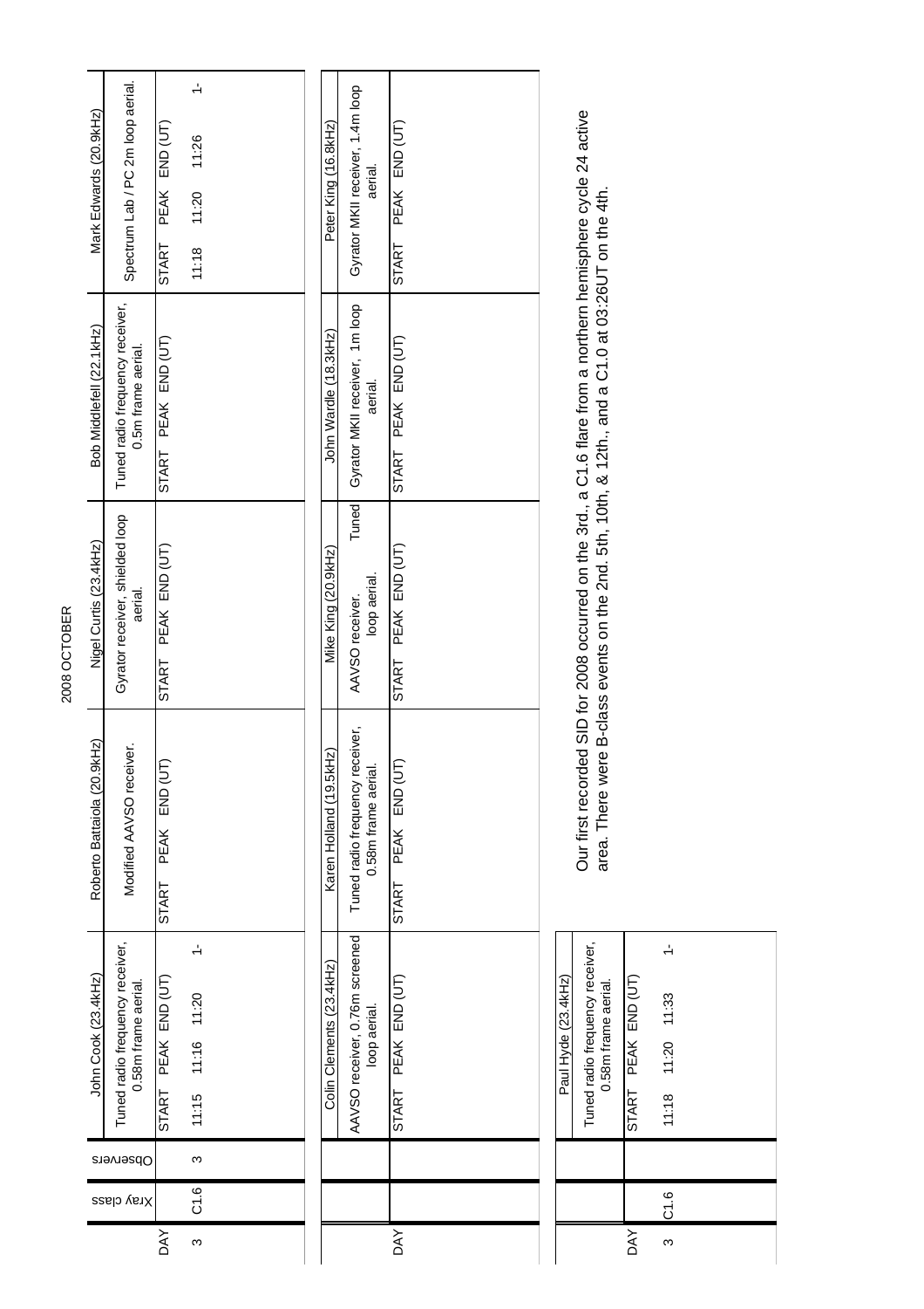# 2008 OCTOBER

| DAY | Xray class | Observers | John Cook (23.4kHz) | | | Roberto Battaiola (20.9kHz) | | | Nigel Curtis (23.4kHz) | | | Bob Middlefell (22.1kHz) | | | Mark Edwards (20.9kHz) | | |
|---|---|---|---|---|---|---|---|---|---|---|---|---|---|---|---|---|---|
| | | | Tuned radio frequency receiver, 0.58m frame aerial. | | | Modified AAVSO receiver. | | | Gyrator receiver, shielded loop aerial. | | | Tuned radio frequency receiver, 0.5m frame aerial. | | | Spectrum Lab / PC 2m loop aerial. | | |
| | | | START | PEAK | END (UT) | START | PEAK | END (UT) | START | PEAK | END (UT) | START | PEAK | END (UT) | START | PEAK | END (UT) |
| 3 | C1.6 | 3 | 11:15 | 11:16 | 11:20 1- | | | | | | | | | | 11:18 | 11:20 | 11:26 1- |

| DAY | Colin Clements (23.4kHz) | | | Karen Holland (19.5kHz) | | | Mike King (20.9kHz) | | | John Wardle (18.3kHz) | | | Peter King (16.8kHz) | | |
|---|---|---|---|---|---|---|---|---|---|---|---|---|---|---|---|
| | AAVSO receiver, 0.76m screened loop aerial. | | | Tuned radio frequency receiver, 0.58m frame aerial. | | | AAVSO receiver. Tuned loop aerial. | | | Gyrator MKII receiver, 1m loop aerial. | | | Gyrator MKII receiver, 1.4m loop aerial. | | |
| | START | PEAK | END (UT) | START | PEAK | END (UT) | START | PEAK | END (UT) | START | PEAK | END (UT) | START | PEAK | END (UT) |

| DAY | Xray class | Paul Hyde (23.4kHz) | | |
|---|---|---|---|---|
| | | Tuned radio frequency receiver, 0.58m frame aerial. | | |
| | | START | PEAK | END (UT) |
| 3 | C1.6 | 11:18 | 11:20 | 11:33 1- |

Our first recorded SID for 2008 occurred on the 3rd., a C1.6 flare from a northern hemisphere cycle 24 active area. There were B-class events on the 2nd. 5th, 10th, & 12th., and a C1.0 at 03:26UT on the 4th.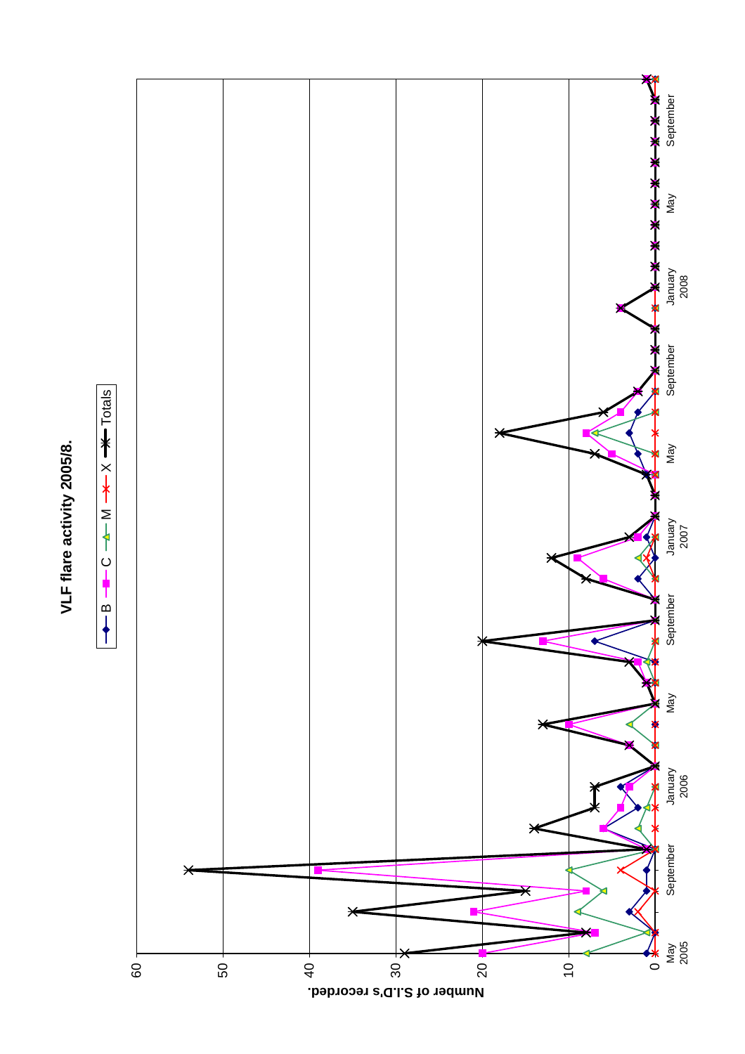**VLF flare activity 2005/8.**

Legend: B, C, M, X, Totals

Number of S.I.D's recorded.

0, 10, 20, 30, 40, 50, 60

May 2005, September, January 2006, May, September, January 2007, May, September, January 2008, May, September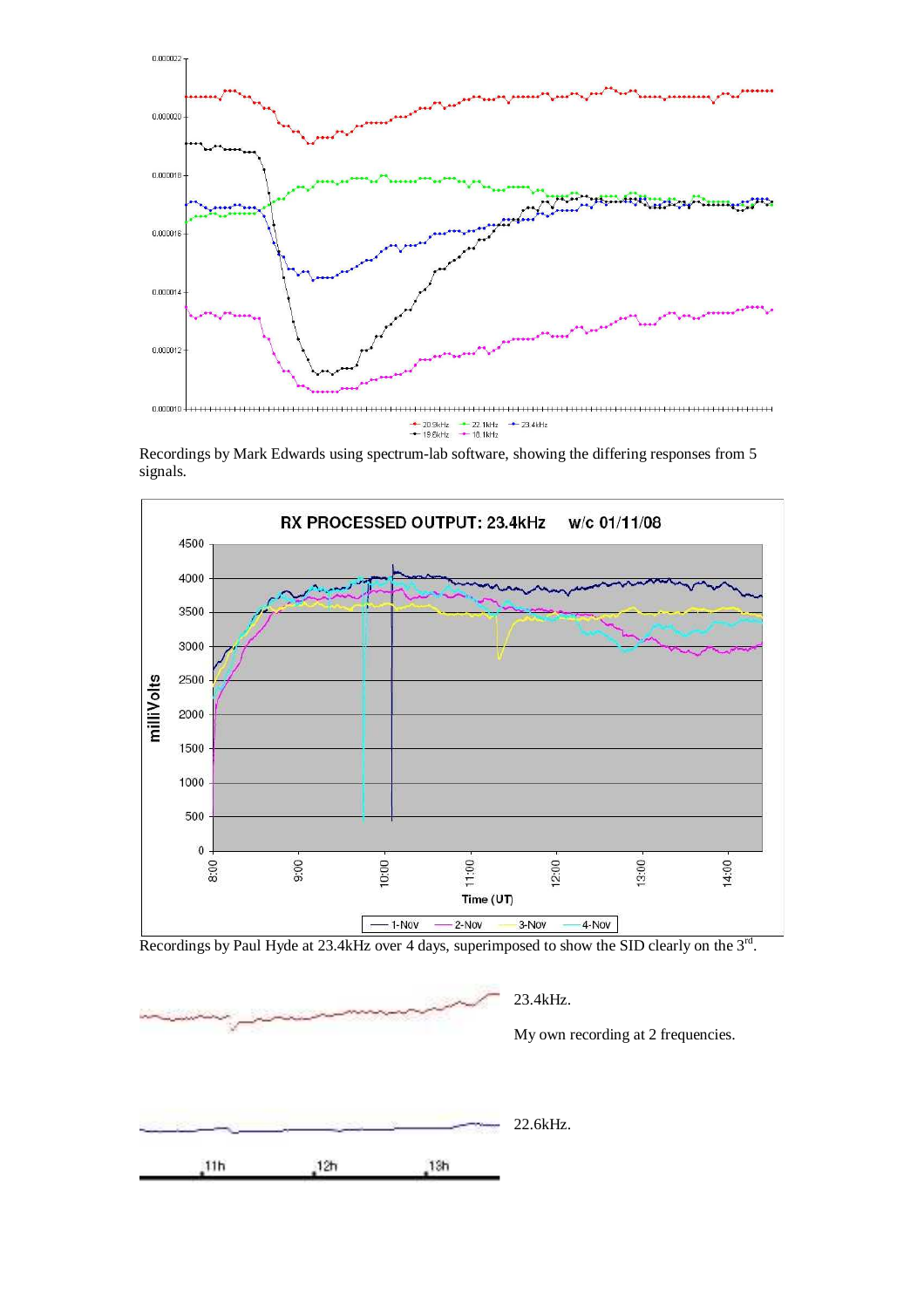0.000022
0.000020
0.000018
0.000016
0.000014
0.000012
0.000010

20.9kHz 22.1kHz 23.4kHz
19.6kHz 18.1kHz

Recordings by Mark Edwards using spectrum-lab software, showing the differing responses from 5 signals.

RX PROCESSED OUTPUT: 23.4kHz w/c 01/11/08

milliVolts

4500
4000
3500
3000
2500
2000
1500
1000
500
0

8:00 9:00 10:00 11:00 12:00 13:00 14:00

Time (UT)

1-Nov 2-Nov 3-Nov 4-Nov

Recordings by Paul Hyde at 23.4kHz over 4 days, superimposed to show the SID clearly on the 3rd.

23.4kHz.

My own recording at 2 frequencies.

22.6kHz.

11h 12h 13h